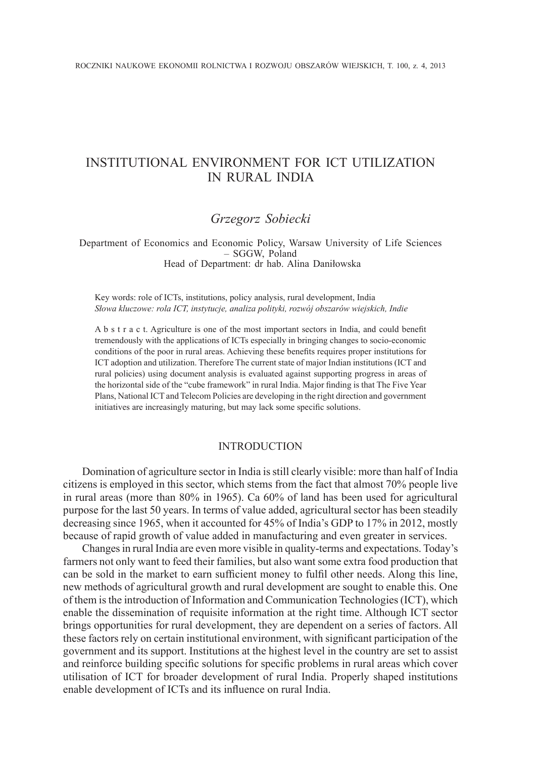# INSTITUTIONAL ENVIRONMENT FOR ICT UTILIZATION IN RURAL INDIA

*Grzegorz Sobiecki*

Department of Economics and Economic Policy, Warsaw University of Life Sciences – SGGW, Poland
Head of Department: dr hab. Alina Daniłowska

Key words: role of ICTs, institutions, policy analysis, rural development, India
*Słowa kluczowe: rola ICT, instytucje, analiza polityki, rozwój obszarów wiejskich, Indie*

A b s t r a c t. Agriculture is one of the most important sectors in India, and could benefit tremendously with the applications of ICTs especially in bringing changes to socio-economic conditions of the poor in rural areas. Achieving these benefits requires proper institutions for ICT adoption and utilization. Therefore The current state of major Indian institutions (ICT and rural policies) using document analysis is evaluated against supporting progress in areas of the horizontal side of the "cube framework" in rural India. Major finding is that The Five Year Plans, National ICT and Telecom Policies are developing in the right direction and government initiatives are increasingly maturing, but may lack some specific solutions.

## INTRODUCTION

Domination of agriculture sector in India is still clearly visible: more than half of India citizens is employed in this sector, which stems from the fact that almost 70% people live in rural areas (more than 80% in 1965). Ca 60% of land has been used for agricultural purpose for the last 50 years. In terms of value added, agricultural sector has been steadily decreasing since 1965, when it accounted for 45% of India's GDP to 17% in 2012, mostly because of rapid growth of value added in manufacturing and even greater in services.

Changes in rural India are even more visible in quality-terms and expectations. Today's farmers not only want to feed their families, but also want some extra food production that can be sold in the market to earn sufficient money to fulfil other needs. Along this line, new methods of agricultural growth and rural development are sought to enable this. One of them is the introduction of Information and Communication Technologies (ICT), which enable the dissemination of requisite information at the right time. Although ICT sector brings opportunities for rural development, they are dependent on a series of factors. All these factors rely on certain institutional environment, with significant participation of the government and its support. Institutions at the highest level in the country are set to assist and reinforce building specific solutions for specific problems in rural areas which cover utilisation of ICT for broader development of rural India. Properly shaped institutions enable development of ICTs and its influence on rural India.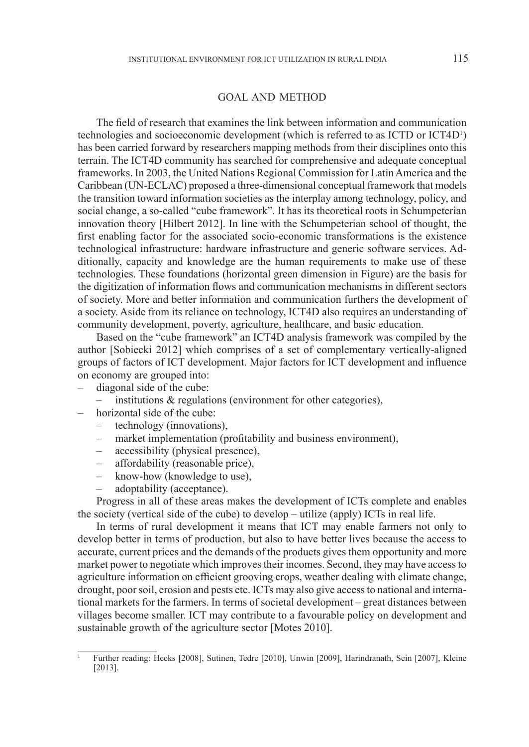## GOAL AND METHOD

The field of research that examines the link between information and communication technologies and socioeconomic development (which is referred to as ICTD or ICT4D[1]) has been carried forward by researchers mapping methods from their disciplines onto this terrain. The ICT4D community has searched for comprehensive and adequate conceptual frameworks. In 2003, the United Nations Regional Commission for Latin America and the Caribbean (UN-ECLAC) proposed a three-dimensional conceptual framework that models the transition toward information societies as the interplay among technology, policy, and social change, a so-called "cube framework". It has its theoretical roots in Schumpeterian innovation theory [Hilbert 2012]. In line with the Schumpeterian school of thought, the first enabling factor for the associated socio-economic transformations is the existence technological infrastructure: hardware infrastructure and generic software services. Additionally, capacity and knowledge are the human requirements to make use of these technologies. These foundations (horizontal green dimension in Figure) are the basis for the digitization of information flows and communication mechanisms in different sectors of society. More and better information and communication furthers the development of a society. Aside from its reliance on technology, ICT4D also requires an understanding of community development, poverty, agriculture, healthcare, and basic education.

Based on the "cube framework" an ICT4D analysis framework was compiled by the author [Sobiecki 2012] which comprises of a set of complementary vertically-aligned groups of factors of ICT development. Major factors for ICT development and influence on economy are grouped into:

- diagonal side of the cube:
  - institutions & regulations (environment for other categories),
- horizontal side of the cube:
  - technology (innovations),
  - market implementation (profitability and business environment),
  - accessibility (physical presence),
  - affordability (reasonable price),
  - know-how (knowledge to use),
  - adoptability (acceptance).

Progress in all of these areas makes the development of ICTs complete and enables the society (vertical side of the cube) to develop – utilize (apply) ICTs in real life.

In terms of rural development it means that ICT may enable farmers not only to develop better in terms of production, but also to have better lives because the access to accurate, current prices and the demands of the products gives them opportunity and more market power to negotiate which improves their incomes. Second, they may have access to agriculture information on efficient grooving crops, weather dealing with climate change, drought, poor soil, erosion and pests etc. ICTs may also give access to national and international markets for the farmers. In terms of societal development – great distances between villages become smaller. ICT may contribute to a favourable policy on development and sustainable growth of the agriculture sector [Motes 2010].

---

[1] Further reading: Heeks [2008], Sutinen, Tedre [2010], Unwin [2009], Harindranath, Sein [2007], Kleine [2013].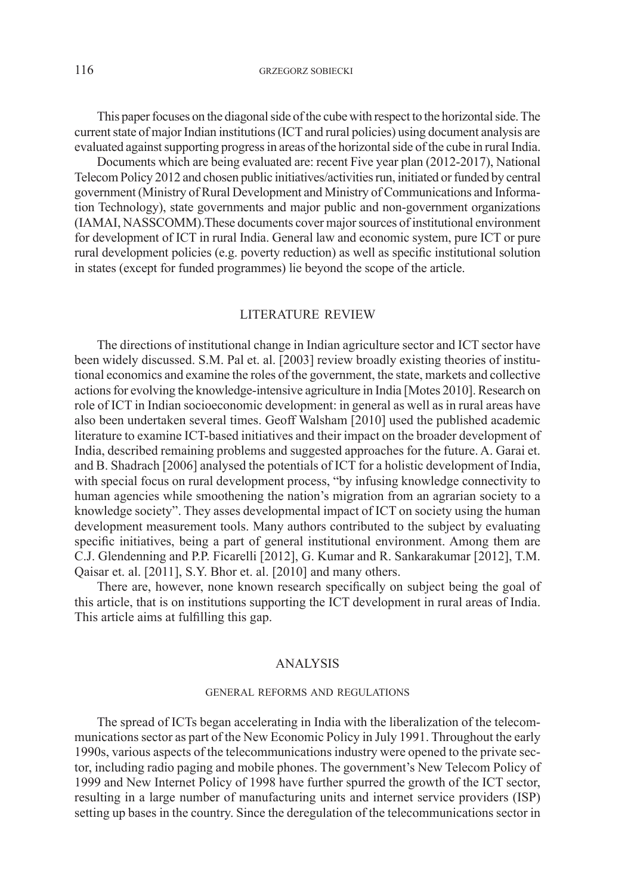This paper focuses on the diagonal side of the cube with respect to the horizontal side. The current state of major Indian institutions (ICT and rural policies) using document analysis are evaluated against supporting progress in areas of the horizontal side of the cube in rural India.

Documents which are being evaluated are: recent Five year plan (2012-2017), National Telecom Policy 2012 and chosen public initiatives/activities run, initiated or funded by central government (Ministry of Rural Development and Ministry of Communications and Information Technology), state governments and major public and non-government organizations (IAMAI, NASSCOMM).These documents cover major sources of institutional environment for development of ICT in rural India. General law and economic system, pure ICT or pure rural development policies (e.g. poverty reduction) as well as specific institutional solution in states (except for funded programmes) lie beyond the scope of the article.

## LITERATURE REVIEW

The directions of institutional change in Indian agriculture sector and ICT sector have been widely discussed. S.M. Pal et. al. [2003] review broadly existing theories of institutional economics and examine the roles of the government, the state, markets and collective actions for evolving the knowledge-intensive agriculture in India [Motes 2010]. Research on role of ICT in Indian socioeconomic development: in general as well as in rural areas have also been undertaken several times. Geoff Walsham [2010] used the published academic literature to examine ICT-based initiatives and their impact on the broader development of India, described remaining problems and suggested approaches for the future. A. Garai et. and B. Shadrach [2006] analysed the potentials of ICT for a holistic development of India, with special focus on rural development process, "by infusing knowledge connectivity to human agencies while smoothening the nation's migration from an agrarian society to a knowledge society". They asses developmental impact of ICT on society using the human development measurement tools. Many authors contributed to the subject by evaluating specific initiatives, being a part of general institutional environment. Among them are C.J. Glendenning and P.P. Ficarelli [2012], G. Kumar and R. Sankarakumar [2012], T.M. Qaisar et. al. [2011], S.Y. Bhor et. al. [2010] and many others.

There are, however, none known research specifically on subject being the goal of this article, that is on institutions supporting the ICT development in rural areas of India. This article aims at fulfilling this gap.

## ANALYSIS

### GENERAL REFORMS AND REGULATIONS

The spread of ICTs began accelerating in India with the liberalization of the telecommunications sector as part of the New Economic Policy in July 1991. Throughout the early 1990s, various aspects of the telecommunications industry were opened to the private sector, including radio paging and mobile phones. The government's New Telecom Policy of 1999 and New Internet Policy of 1998 have further spurred the growth of the ICT sector, resulting in a large number of manufacturing units and internet service providers (ISP) setting up bases in the country. Since the deregulation of the telecommunications sector in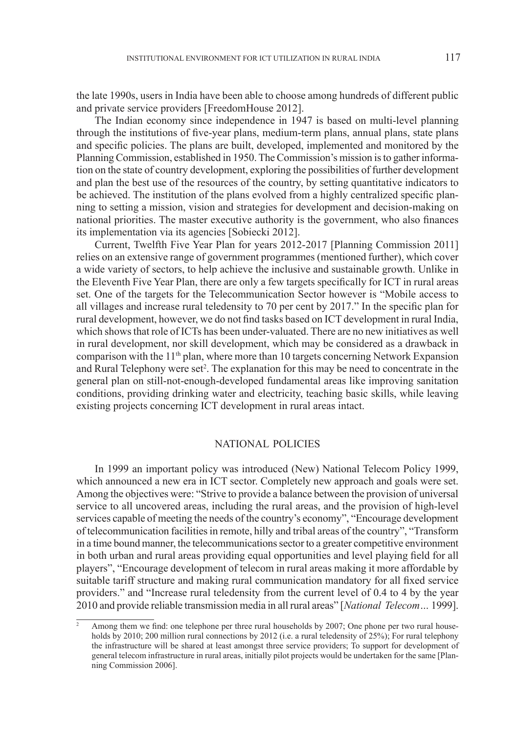the late 1990s, users in India have been able to choose among hundreds of different public and private service providers [FreedomHouse 2012].

The Indian economy since independence in 1947 is based on multi-level planning through the institutions of five-year plans, medium-term plans, annual plans, state plans and specific policies. The plans are built, developed, implemented and monitored by the Planning Commission, established in 1950. The Commission's mission is to gather information on the state of country development, exploring the possibilities of further development and plan the best use of the resources of the country, by setting quantitative indicators to be achieved. The institution of the plans evolved from a highly centralized specific planning to setting a mission, vision and strategies for development and decision-making on national priorities. The master executive authority is the government, who also finances its implementation via its agencies [Sobiecki 2012].

Current, Twelfth Five Year Plan for years 2012-2017 [Planning Commission 2011] relies on an extensive range of government programmes (mentioned further), which cover a wide variety of sectors, to help achieve the inclusive and sustainable growth. Unlike in the Eleventh Five Year Plan, there are only a few targets specifically for ICT in rural areas set. One of the targets for the Telecommunication Sector however is "Mobile access to all villages and increase rural teledensity to 70 per cent by 2017." In the specific plan for rural development, however, we do not find tasks based on ICT development in rural India, which shows that role of ICTs has been under-valuated. There are no new initiatives as well in rural development, nor skill development, which may be considered as a drawback in comparison with the 11th plan, where more than 10 targets concerning Network Expansion and Rural Telephony were set[2]. The explanation for this may be need to concentrate in the general plan on still-not-enough-developed fundamental areas like improving sanitation conditions, providing drinking water and electricity, teaching basic skills, while leaving existing projects concerning ICT development in rural areas intact.

## NATIONAL POLICIES

In 1999 an important policy was introduced (New) National Telecom Policy 1999, which announced a new era in ICT sector. Completely new approach and goals were set. Among the objectives were: "Strive to provide a balance between the provision of universal service to all uncovered areas, including the rural areas, and the provision of high-level services capable of meeting the needs of the country's economy", "Encourage development of telecommunication facilities in remote, hilly and tribal areas of the country", "Transform in a time bound manner, the telecommunications sector to a greater competitive environment in both urban and rural areas providing equal opportunities and level playing field for all players", "Encourage development of telecom in rural areas making it more affordable by suitable tariff structure and making rural communication mandatory for all fixed service providers." and "Increase rural teledensity from the current level of 0.4 to 4 by the year 2010 and provide reliable transmission media in all rural areas" [*National Telecom…* 1999].

---

[2] Among them we find: one telephone per three rural households by 2007; One phone per two rural households by 2010; 200 million rural connections by 2012 (i.e. a rural teledensity of 25%); For rural telephony the infrastructure will be shared at least amongst three service providers; To support for development of general telecom infrastructure in rural areas, initially pilot projects would be undertaken for the same [Planning Commission 2006].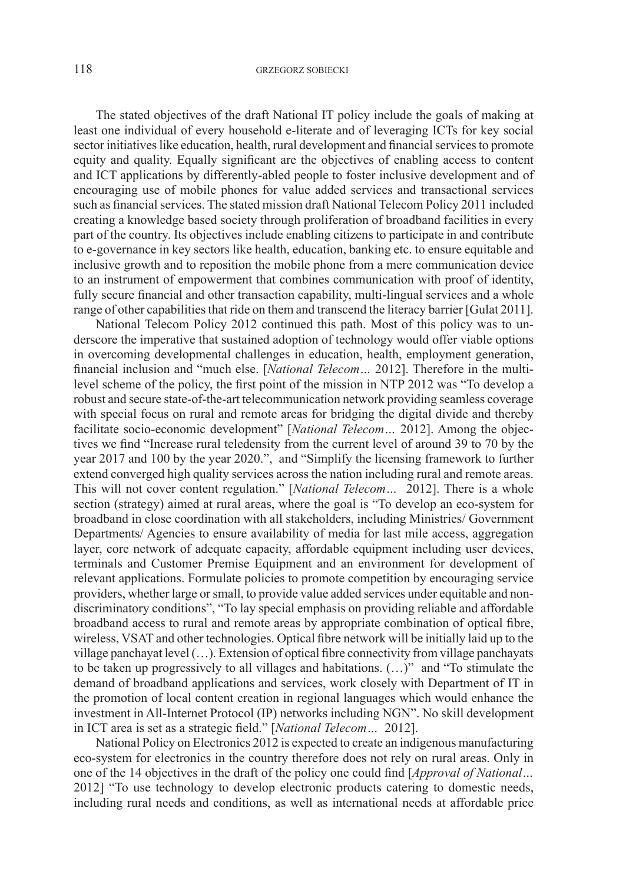The stated objectives of the draft National IT policy include the goals of making at least one individual of every household e-literate and of leveraging ICTs for key social sector initiatives like education, health, rural development and financial services to promote equity and quality. Equally significant are the objectives of enabling access to content and ICT applications by differently-abled people to foster inclusive development and of encouraging use of mobile phones for value added services and transactional services such as financial services. The stated mission draft National Telecom Policy 2011 included creating a knowledge based society through proliferation of broadband facilities in every part of the country. Its objectives include enabling citizens to participate in and contribute to e-governance in key sectors like health, education, banking etc. to ensure equitable and inclusive growth and to reposition the mobile phone from a mere communication device to an instrument of empowerment that combines communication with proof of identity, fully secure financial and other transaction capability, multi-lingual services and a whole range of other capabilities that ride on them and transcend the literacy barrier [Gulat 2011].

National Telecom Policy 2012 continued this path. Most of this policy was to underscore the imperative that sustained adoption of technology would offer viable options in overcoming developmental challenges in education, health, employment generation, financial inclusion and "much else. [*National Telecom…* 2012]. Therefore in the multi-level scheme of the policy, the first point of the mission in NTP 2012 was "To develop a robust and secure state-of-the-art telecommunication network providing seamless coverage with special focus on rural and remote areas for bridging the digital divide and thereby facilitate socio-economic development" [*National Telecom…* 2012]. Among the objectives we find "Increase rural teledensity from the current level of around 39 to 70 by the year 2017 and 100 by the year 2020.", and "Simplify the licensing framework to further extend converged high quality services across the nation including rural and remote areas. This will not cover content regulation." [*National Telecom…* 2012]. There is a whole section (strategy) aimed at rural areas, where the goal is "To develop an eco-system for broadband in close coordination with all stakeholders, including Ministries/ Government Departments/ Agencies to ensure availability of media for last mile access, aggregation layer, core network of adequate capacity, affordable equipment including user devices, terminals and Customer Premise Equipment and an environment for development of relevant applications. Formulate policies to promote competition by encouraging service providers, whether large or small, to provide value added services under equitable and non-discriminatory conditions", "To lay special emphasis on providing reliable and affordable broadband access to rural and remote areas by appropriate combination of optical fibre, wireless, VSAT and other technologies. Optical fibre network will be initially laid up to the village panchayat level (…). Extension of optical fibre connectivity from village panchayats to be taken up progressively to all villages and habitations. (…)" and "To stimulate the demand of broadband applications and services, work closely with Department of IT in the promotion of local content creation in regional languages which would enhance the investment in All-Internet Protocol (IP) networks including NGN". No skill development in ICT area is set as a strategic field." [*National Telecom…* 2012].

National Policy on Electronics 2012 is expected to create an indigenous manufacturing eco-system for electronics in the country therefore does not rely on rural areas. Only in one of the 14 objectives in the draft of the policy one could find [*Approval of National…* 2012] "To use technology to develop electronic products catering to domestic needs, including rural needs and conditions, as well as international needs at affordable price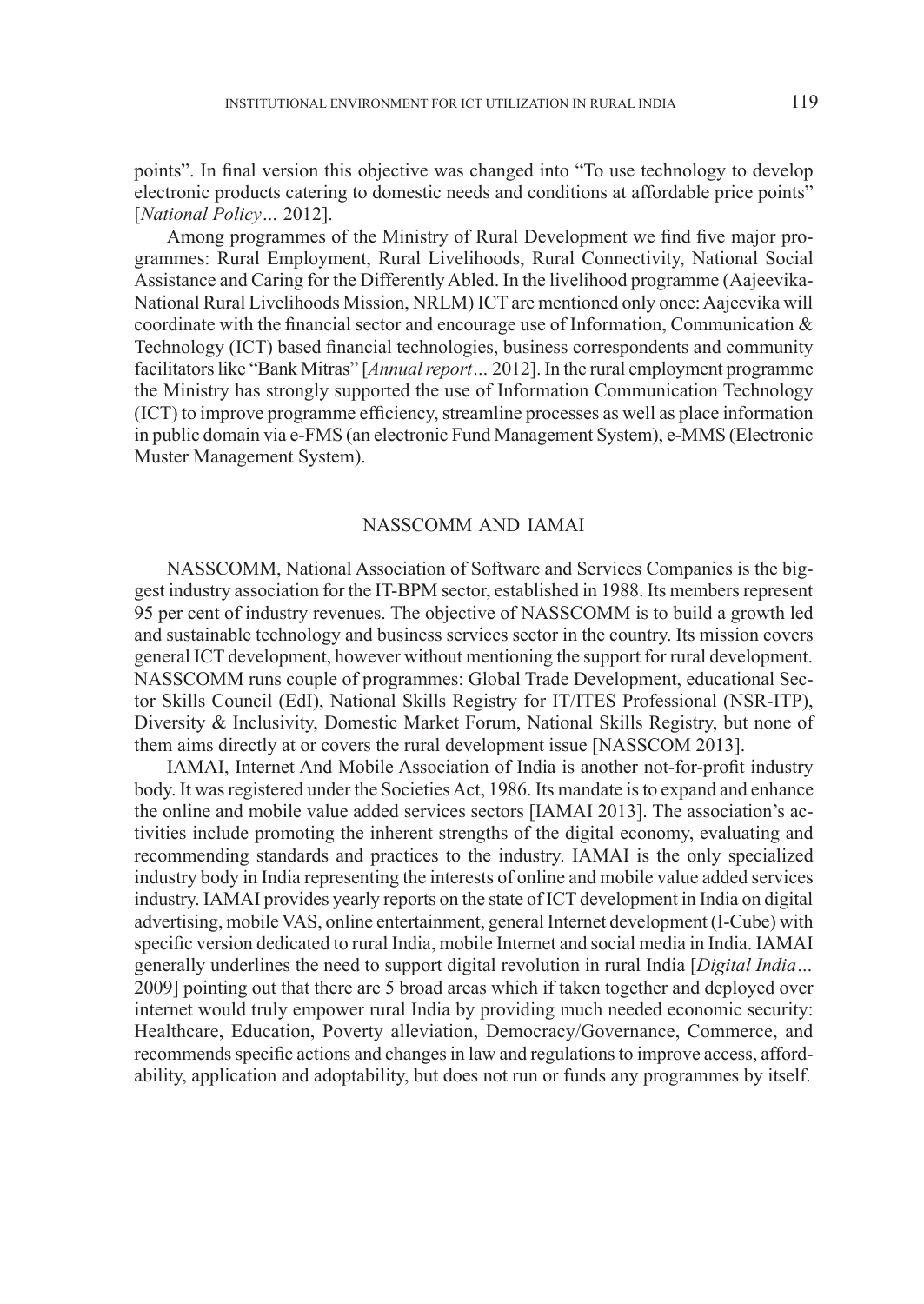points". In final version this objective was changed into "To use technology to develop electronic products catering to domestic needs and conditions at affordable price points" [*National Policy…* 2012].

Among programmes of the Ministry of Rural Development we find five major programmes: Rural Employment, Rural Livelihoods, Rural Connectivity, National Social Assistance and Caring for the Differently Abled. In the livelihood programme (Aajeevika-National Rural Livelihoods Mission, NRLM) ICT are mentioned only once: Aajeevika will coordinate with the financial sector and encourage use of Information, Communication & Technology (ICT) based financial technologies, business correspondents and community facilitators like "Bank Mitras" [*Annual report…* 2012]. In the rural employment programme the Ministry has strongly supported the use of Information Communication Technology (ICT) to improve programme efficiency, streamline processes as well as place information in public domain via e-FMS (an electronic Fund Management System), e-MMS (Electronic Muster Management System).

## NASSCOMM AND IAMAI

NASSCOMM, National Association of Software and Services Companies is the biggest industry association for the IT-BPM sector, established in 1988. Its members represent 95 per cent of industry revenues. The objective of NASSCOMM is to build a growth led and sustainable technology and business services sector in the country. Its mission covers general ICT development, however without mentioning the support for rural development. NASSCOMM runs couple of programmes: Global Trade Development, educational Sector Skills Council (EdI), National Skills Registry for IT/ITES Professional (NSR-ITP), Diversity & Inclusivity, Domestic Market Forum, National Skills Registry, but none of them aims directly at or covers the rural development issue [NASSCOM 2013].

IAMAI, Internet And Mobile Association of India is another not-for-profit industry body. It was registered under the Societies Act, 1986. Its mandate is to expand and enhance the online and mobile value added services sectors [IAMAI 2013]. The association's activities include promoting the inherent strengths of the digital economy, evaluating and recommending standards and practices to the industry. IAMAI is the only specialized industry body in India representing the interests of online and mobile value added services industry. IAMAI provides yearly reports on the state of ICT development in India on digital advertising, mobile VAS, online entertainment, general Internet development (I-Cube) with specific version dedicated to rural India, mobile Internet and social media in India. IAMAI generally underlines the need to support digital revolution in rural India [*Digital India…* 2009] pointing out that there are 5 broad areas which if taken together and deployed over internet would truly empower rural India by providing much needed economic security: Healthcare, Education, Poverty alleviation, Democracy/Governance, Commerce, and recommends specific actions and changes in law and regulations to improve access, affordability, application and adoptability, but does not run or funds any programmes by itself.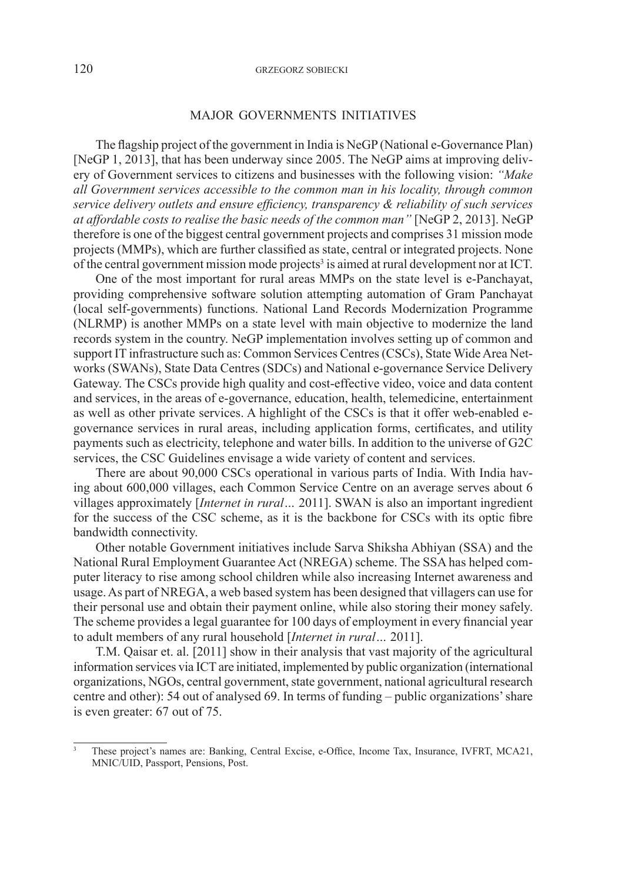## MAJOR GOVERNMENTS INITIATIVES

The flagship project of the government in India is NeGP (National e-Governance Plan) [NeGP 1, 2013], that has been underway since 2005. The NeGP aims at improving delivery of Government services to citizens and businesses with the following vision: *"Make all Government services accessible to the common man in his locality, through common service delivery outlets and ensure efficiency, transparency & reliability of such services at affordable costs to realise the basic needs of the common man"* [NeGP 2, 2013]. NeGP therefore is one of the biggest central government projects and comprises 31 mission mode projects (MMPs), which are further classified as state, central or integrated projects. None of the central government mission mode projects[3] is aimed at rural development nor at ICT.

One of the most important for rural areas MMPs on the state level is e-Panchayat, providing comprehensive software solution attempting automation of Gram Panchayat (local self-governments) functions. National Land Records Modernization Programme (NLRMP) is another MMPs on a state level with main objective to modernize the land records system in the country. NeGP implementation involves setting up of common and support IT infrastructure such as: Common Services Centres (CSCs), State Wide Area Networks (SWANs), State Data Centres (SDCs) and National e-governance Service Delivery Gateway. The CSCs provide high quality and cost-effective video, voice and data content and services, in the areas of e-governance, education, health, telemedicine, entertainment as well as other private services. A highlight of the CSCs is that it offer web-enabled e-governance services in rural areas, including application forms, certificates, and utility payments such as electricity, telephone and water bills. In addition to the universe of G2C services, the CSC Guidelines envisage a wide variety of content and services.

There are about 90,000 CSCs operational in various parts of India. With India having about 600,000 villages, each Common Service Centre on an average serves about 6 villages approximately [*Internet in rural…* 2011]. SWAN is also an important ingredient for the success of the CSC scheme, as it is the backbone for CSCs with its optic fibre bandwidth connectivity.

Other notable Government initiatives include Sarva Shiksha Abhiyan (SSA) and the National Rural Employment Guarantee Act (NREGA) scheme. The SSA has helped computer literacy to rise among school children while also increasing Internet awareness and usage. As part of NREGA, a web based system has been designed that villagers can use for their personal use and obtain their payment online, while also storing their money safely. The scheme provides a legal guarantee for 100 days of employment in every financial year to adult members of any rural household [*Internet in rural…* 2011].

T.M. Qaisar et. al. [2011] show in their analysis that vast majority of the agricultural information services via ICT are initiated, implemented by public organization (international organizations, NGOs, central government, state government, national agricultural research centre and other): 54 out of analysed 69. In terms of funding – public organizations' share is even greater: 67 out of 75.

---

[3] These project's names are: Banking, Central Excise, e-Office, Income Tax, Insurance, IVFRT, MCA21, MNIC/UID, Passport, Pensions, Post.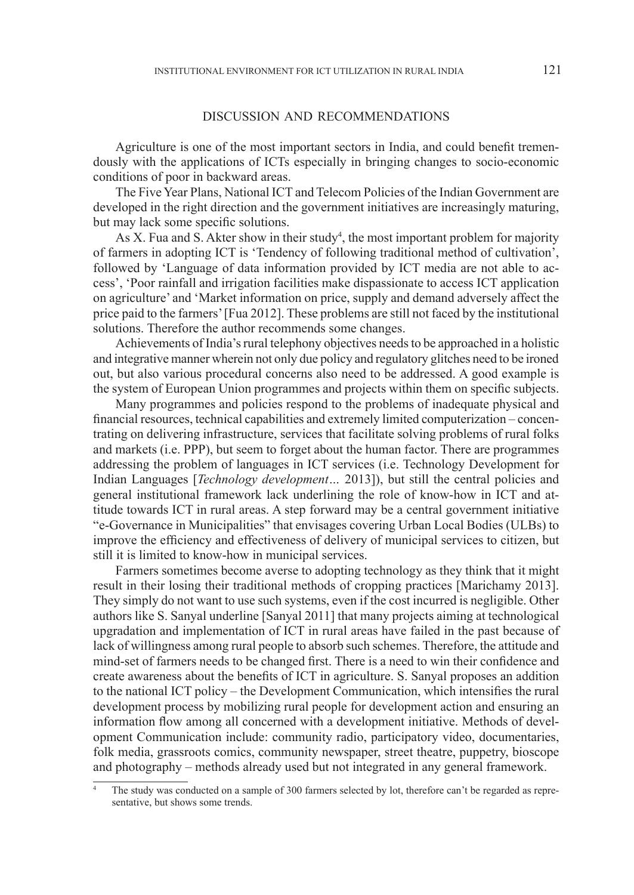## DISCUSSION AND RECOMMENDATIONS

Agriculture is one of the most important sectors in India, and could benefit tremendously with the applications of ICTs especially in bringing changes to socio-economic conditions of poor in backward areas.

The Five Year Plans, National ICT and Telecom Policies of the Indian Government are developed in the right direction and the government initiatives are increasingly maturing, but may lack some specific solutions.

As X. Fua and S. Akter show in their study[4], the most important problem for majority of farmers in adopting ICT is 'Tendency of following traditional method of cultivation', followed by 'Language of data information provided by ICT media are not able to access', 'Poor rainfall and irrigation facilities make dispassionate to access ICT application on agriculture' and 'Market information on price, supply and demand adversely affect the price paid to the farmers' [Fua 2012]. These problems are still not faced by the institutional solutions. Therefore the author recommends some changes.

Achievements of India's rural telephony objectives needs to be approached in a holistic and integrative manner wherein not only due policy and regulatory glitches need to be ironed out, but also various procedural concerns also need to be addressed. A good example is the system of European Union programmes and projects within them on specific subjects.

Many programmes and policies respond to the problems of inadequate physical and financial resources, technical capabilities and extremely limited computerization – concentrating on delivering infrastructure, services that facilitate solving problems of rural folks and markets (i.e. PPP), but seem to forget about the human factor. There are programmes addressing the problem of languages in ICT services (i.e. Technology Development for Indian Languages [*Technology development*... 2013]), but still the central policies and general institutional framework lack underlining the role of know-how in ICT and attitude towards ICT in rural areas. A step forward may be a central government initiative "e-Governance in Municipalities" that envisages covering Urban Local Bodies (ULBs) to improve the efficiency and effectiveness of delivery of municipal services to citizen, but still it is limited to know-how in municipal services.

Farmers sometimes become averse to adopting technology as they think that it might result in their losing their traditional methods of cropping practices [Marichamy 2013]. They simply do not want to use such systems, even if the cost incurred is negligible. Other authors like S. Sanyal underline [Sanyal 2011] that many projects aiming at technological upgradation and implementation of ICT in rural areas have failed in the past because of lack of willingness among rural people to absorb such schemes. Therefore, the attitude and mind-set of farmers needs to be changed first. There is a need to win their confidence and create awareness about the benefits of ICT in agriculture. S. Sanyal proposes an addition to the national ICT policy – the Development Communication, which intensifies the rural development process by mobilizing rural people for development action and ensuring an information flow among all concerned with a development initiative. Methods of development Communication include: community radio, participatory video, documentaries, folk media, grassroots comics, community newspaper, street theatre, puppetry, bioscope and photography – methods already used but not integrated in any general framework.

---

[4] The study was conducted on a sample of 300 farmers selected by lot, therefore can't be regarded as representative, but shows some trends.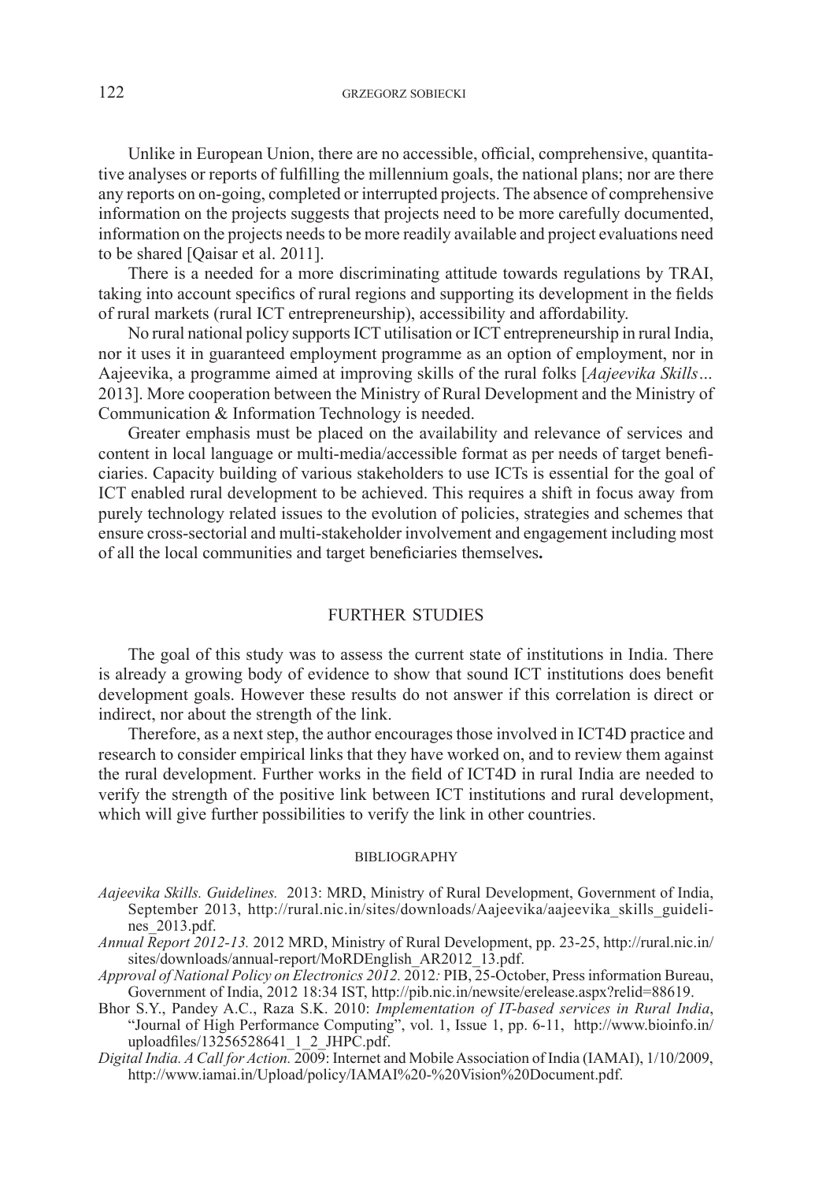Unlike in European Union, there are no accessible, official, comprehensive, quantitative analyses or reports of fulfilling the millennium goals, the national plans; nor are there any reports on on-going, completed or interrupted projects. The absence of comprehensive information on the projects suggests that projects need to be more carefully documented, information on the projects needs to be more readily available and project evaluations need to be shared [Qaisar et al. 2011].

There is a needed for a more discriminating attitude towards regulations by TRAI, taking into account specifics of rural regions and supporting its development in the fields of rural markets (rural ICT entrepreneurship), accessibility and affordability.

No rural national policy supports ICT utilisation or ICT entrepreneurship in rural India, nor it uses it in guaranteed employment programme as an option of employment, nor in Aajeevika, a programme aimed at improving skills of the rural folks [*Aajeevika Skills…* 2013]. More cooperation between the Ministry of Rural Development and the Ministry of Communication & Information Technology is needed.

Greater emphasis must be placed on the availability and relevance of services and content in local language or multi-media/accessible format as per needs of target beneficiaries. Capacity building of various stakeholders to use ICTs is essential for the goal of ICT enabled rural development to be achieved. This requires a shift in focus away from purely technology related issues to the evolution of policies, strategies and schemes that ensure cross-sectorial and multi-stakeholder involvement and engagement including most of all the local communities and target beneficiaries themselves**.**

## FURTHER STUDIES

The goal of this study was to assess the current state of institutions in India. There is already a growing body of evidence to show that sound ICT institutions does benefit development goals. However these results do not answer if this correlation is direct or indirect, nor about the strength of the link.

Therefore, as a next step, the author encourages those involved in ICT4D practice and research to consider empirical links that they have worked on, and to review them against the rural development. Further works in the field of ICT4D in rural India are needed to verify the strength of the positive link between ICT institutions and rural development, which will give further possibilities to verify the link in other countries.

## BIBLIOGRAPHY

*Aajeevika Skills. Guidelines.* 2013: MRD, Ministry of Rural Development, Government of India, September 2013, http://rural.nic.in/sites/downloads/Aajeevika/aajeevika_skills_guidelines_2013.pdf.

*Annual Report 2012-13.* 2012 MRD, Ministry of Rural Development, pp. 23-25, http://rural.nic.in/sites/downloads/annual-report/MoRDEnglish_AR2012_13.pdf.

*Approval of National Policy on Electronics 2012.* 2012*:* PIB, 25-October, Press information Bureau, Government of India, 2012 18:34 IST, http://pib.nic.in/newsite/erelease.aspx?relid=88619.

Bhor S.Y., Pandey A.C., Raza S.K. 2010: *Implementation of IT-based services in Rural India*, "Journal of High Performance Computing", vol. 1, Issue 1, pp. 6-11, http://www.bioinfo.in/uploadfiles/13256528641_1_2_JHPC.pdf.

*Digital India. A Call for Action.* 2009: Internet and Mobile Association of India (IAMAI), 1/10/2009, http://www.iamai.in/Upload/policy/IAMAI%20-%20Vision%20Document.pdf.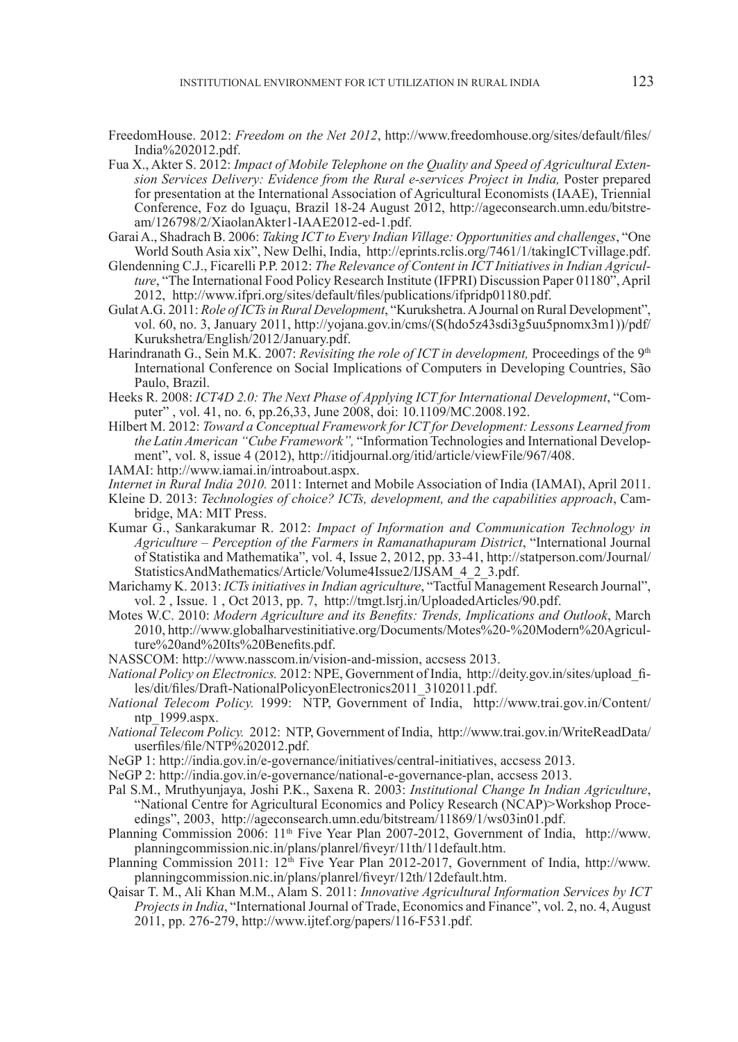FreedomHouse. 2012: *Freedom on the Net 2012*, http://www.freedomhouse.org/sites/default/files/India%202012.pdf.

Fua X., Akter S. 2012: *Impact of Mobile Telephone on the Quality and Speed of Agricultural Extension Services Delivery: Evidence from the Rural e-services Project in India,* Poster prepared for presentation at the International Association of Agricultural Economists (IAAE), Triennial Conference, Foz do Iguaçu, Brazil 18-24 August 2012, http://ageconsearch.umn.edu/bitstream/126798/2/XiaolanAkter1-IAAE2012-ed-1.pdf.

Garai A., Shadrach B. 2006: *Taking ICT to Every Indian Village: Opportunities and challenges*, "One World South Asia xix", New Delhi, India, http://eprints.rclis.org/7461/1/takingICTvillage.pdf.

Glendenning C.J., Ficarelli P.P. 2012: *The Relevance of Content in ICT Initiatives in Indian Agriculture*, "The International Food Policy Research Institute (IFPRI) Discussion Paper 01180", April 2012, http://www.ifpri.org/sites/default/files/publications/ifpridp01180.pdf.

Gulat A.G. 2011: *Role of ICTs in Rural Development*, "Kurukshetra. A Journal on Rural Development", vol. 60, no. 3, January 2011, http://yojana.gov.in/cms/(S(hdo5z43sdi3g5uu5pnomx3m1))/pdf/Kurukshetra/English/2012/January.pdf.

Harindranath G., Sein M.K. 2007: *Revisiting the role of ICT in development,* Proceedings of the 9th International Conference on Social Implications of Computers in Developing Countries, São Paulo, Brazil.

Heeks R. 2008: *ICT4D 2.0: The Next Phase of Applying ICT for International Development*, "Computer" , vol. 41, no. 6, pp.26,33, June 2008, doi: 10.1109/MC.2008.192.

Hilbert M. 2012: *Toward a Conceptual Framework for ICT for Development: Lessons Learned from the Latin American "Cube Framework",* "Information Technologies and International Development", vol. 8, issue 4 (2012), http://itidjournal.org/itid/article/viewFile/967/408.

IAMAI: http://www.iamai.in/introabout.aspx.

*Internet in Rural India 2010.* 2011: Internet and Mobile Association of India (IAMAI), April 2011.

Kleine D. 2013: *Technologies of choice? ICTs, development, and the capabilities approach*, Cambridge, MA: MIT Press.

Kumar G., Sankarakumar R. 2012: *Impact of Information and Communication Technology in Agriculture – Perception of the Farmers in Ramanathapuram District*, "International Journal of Statistika and Mathematika", vol. 4, Issue 2, 2012, pp. 33-41, http://statperson.com/Journal/StatisticsAndMathematics/Article/Volume4Issue2/IJSAM_4_2_3.pdf.

Marichamy K. 2013: *ICTs initiatives in Indian agriculture*, "Tactful Management Research Journal", vol. 2 , Issue. 1 , Oct 2013, pp. 7, http://tmgt.lsrj.in/UploadedArticles/90.pdf.

Motes W.C. 2010: *Modern Agriculture and its Benefits: Trends, Implications and Outlook*, March 2010, http://www.globalharvestinitiative.org/Documents/Motes%20-%20Modern%20Agriculture%20and%20Its%20Benefits.pdf.

NASSCOM: http://www.nasscom.in/vision-and-mission, accsess 2013.

*National Policy on Electronics.* 2012: NPE, Government of India, http://deity.gov.in/sites/upload_files/dit/files/Draft-NationalPolicyonElectronics2011_3102011.pdf.

*National Telecom Policy.* 1999: NTP, Government of India, http://www.trai.gov.in/Content/ntp_1999.aspx.

*National Telecom Policy.* 2012: NTP, Government of India, http://www.trai.gov.in/WriteReadData/userfiles/file/NTP%202012.pdf.

NeGP 1: http://india.gov.in/e-governance/initiatives/central-initiatives, accsess 2013.

NeGP 2: http://india.gov.in/e-governance/national-e-governance-plan, accsess 2013.

Pal S.M., Mruthyunjaya, Joshi P.K., Saxena R. 2003: *Institutional Change In Indian Agriculture*, "National Centre for Agricultural Economics and Policy Research (NCAP)>Workshop Proceedings", 2003, http://ageconsearch.umn.edu/bitstream/11869/1/ws03in01.pdf.

Planning Commission 2006: 11th Five Year Plan 2007-2012, Government of India, http://www.planningcommission.nic.in/plans/planrel/fiveyr/11th/11default.htm.

Planning Commission 2011: 12th Five Year Plan 2012-2017, Government of India, http://www.planningcommission.nic.in/plans/planrel/fiveyr/12th/12default.htm.

Qaisar T. M., Ali Khan M.M., Alam S. 2011: *Innovative Agricultural Information Services by ICT Projects in India*, "International Journal of Trade, Economics and Finance", vol. 2, no. 4, August 2011, pp. 276-279, http://www.ijtef.org/papers/116-F531.pdf.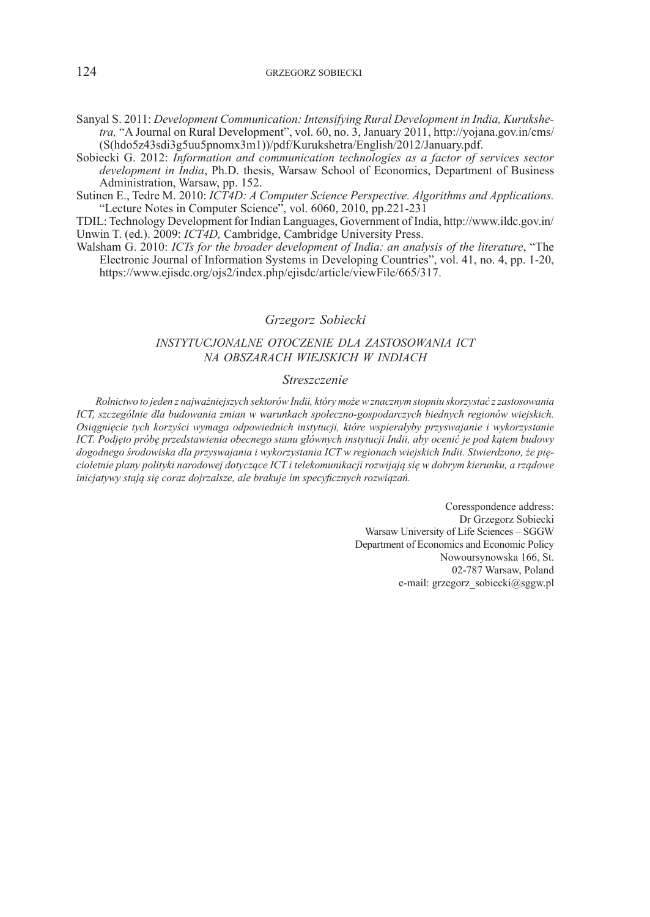Sanyal S. 2011: *Development Communication: Intensifying Rural Development in India, Kurukshetra,* "A Journal on Rural Development", vol. 60, no. 3, January 2011, http://yojana.gov.in/cms/(S(hdo5z43sdi3g5uu5pnomx3m1))/pdf/Kurukshetra/English/2012/January.pdf.

Sobiecki G. 2012: *Information and communication technologies as a factor of services sector development in India*, Ph.D. thesis, Warsaw School of Economics, Department of Business Administration, Warsaw, pp. 152.

Sutinen E., Tedre M. 2010: *ICT4D: A Computer Science Perspective. Algorithms and Applications.* "Lecture Notes in Computer Science", vol. 6060, 2010, pp.221-231

TDIL: Technology Development for Indian Languages, Government of India, http://www.ildc.gov.in/

Unwin T. (ed.). 2009: *ICT4D,* Cambridge, Cambridge University Press.

Walsham G. 2010: *ICTs for the broader development of India: an analysis of the literature*, "The Electronic Journal of Information Systems in Developing Countries", vol. 41, no. 4, pp. 1-20, https://www.ejisdc.org/ojs2/index.php/ejisdc/article/viewFile/665/317.

*Grzegorz Sobiecki*

## *INSTYTUCJONALNE OTOCZENIE DLA ZASTOSOWANIA ICT NA OBSZARACH WIEJSKICH W INDIACH*

### *Streszczenie*

*Rolnictwo to jeden z najważniejszych sektorów Indii, który może w znacznym stopniu skorzystać z zastosowania ICT, szczególnie dla budowania zmian w warunkach społeczno-gospodarczych biednych regionów wiejskich. Osiągnięcie tych korzyści wymaga odpowiednich instytucji, które wspierałyby przyswajanie i wykorzystanie ICT. Podjęto próbę przedstawienia obecnego stanu głównych instytucji Indii, aby ocenić je pod kątem budowy dogodnego środowiska dla przyswajania i wykorzystania ICT w regionach wiejskich Indii. Stwierdzono, że pięcioletnie plany polityki narodowej dotyczące ICT i telekomunikacji rozwijają się w dobrym kierunku, a rządowe inicjatywy stają się coraz dojrzalsze, ale brakuje im specyficznych rozwiązań.*

Coresspondence address:
Dr Grzegorz Sobiecki
Warsaw University of Life Sciences – SGGW
Department of Economics and Economic Policy
Nowoursynowska 166, St.
02-787 Warsaw, Poland
e-mail: grzegorz_sobiecki@sggw.pl